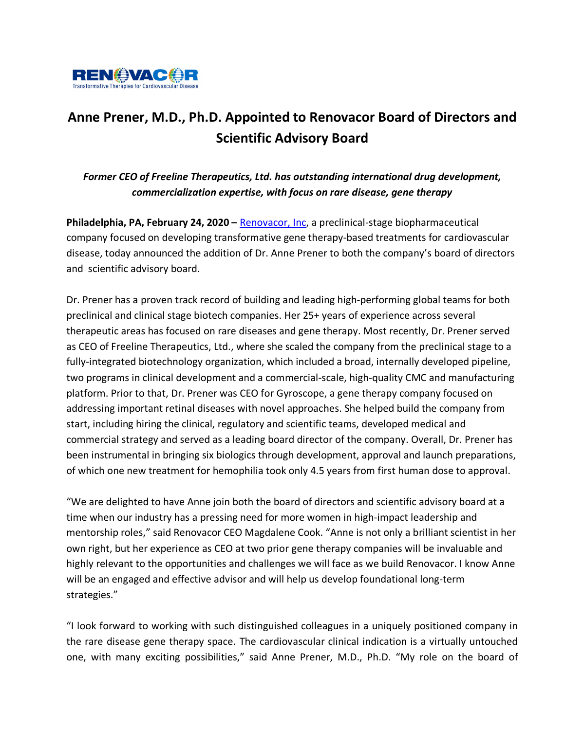# Anne Prener, M.D., Ph.D. Appointed to Renovacor Board of Directors and Scientific Advisory Board

*Former CEO of Freeline Therapeutics, Ltd. has outstanding international drug development, commercialization expertise, with focus on rare disease, gene therapy*

**Philadelphia, PA, February 24, 2020 –** [Renovacor, Inc](Renovacor, Inc), a preclinical-stage biopharmaceutical company focused on developing transformative gene therapy-based treatments for cardiovascular disease, today announced the addition of Dr. Anne Prener to both the company's board of directors and scientific advisory board.

Dr. Prener has a proven track record of building and leading high-performing global teams for both preclinical and clinical stage biotech companies. Her 25+ years of experience across several therapeutic areas has focused on rare diseases and gene therapy. Most recently, Dr. Prener served as CEO of Freeline Therapeutics, Ltd., where she scaled the company from the preclinical stage to a fully-integrated biotechnology organization, which included a broad, internally developed pipeline, two programs in clinical development and a commercial-scale, high-quality CMC and manufacturing platform. Prior to that, Dr. Prener was CEO for Gyroscope, a gene therapy company focused on addressing important retinal diseases with novel approaches. She helped build the company from start, including hiring the clinical, regulatory and scientific teams, developed medical and commercial strategy and served as a leading board director of the company. Overall, Dr. Prener has been instrumental in bringing six biologics through development, approval and launch preparations, of which one new treatment for hemophilia took only 4.5 years from first human dose to approval.

"We are delighted to have Anne join both the board of directors and scientific advisory board at a time when our industry has a pressing need for more women in high-impact leadership and mentorship roles," said Renovacor CEO Magdalene Cook. "Anne is not only a brilliant scientist in her own right, but her experience as CEO at two prior gene therapy companies will be invaluable and highly relevant to the opportunities and challenges we will face as we build Renovacor. I know Anne will be an engaged and effective advisor and will help us develop foundational long-term strategies."

"I look forward to working with such distinguished colleagues in a uniquely positioned company in the rare disease gene therapy space. The cardiovascular clinical indication is a virtually untouched one, with many exciting possibilities," said Anne Prener, M.D., Ph.D. "My role on the board of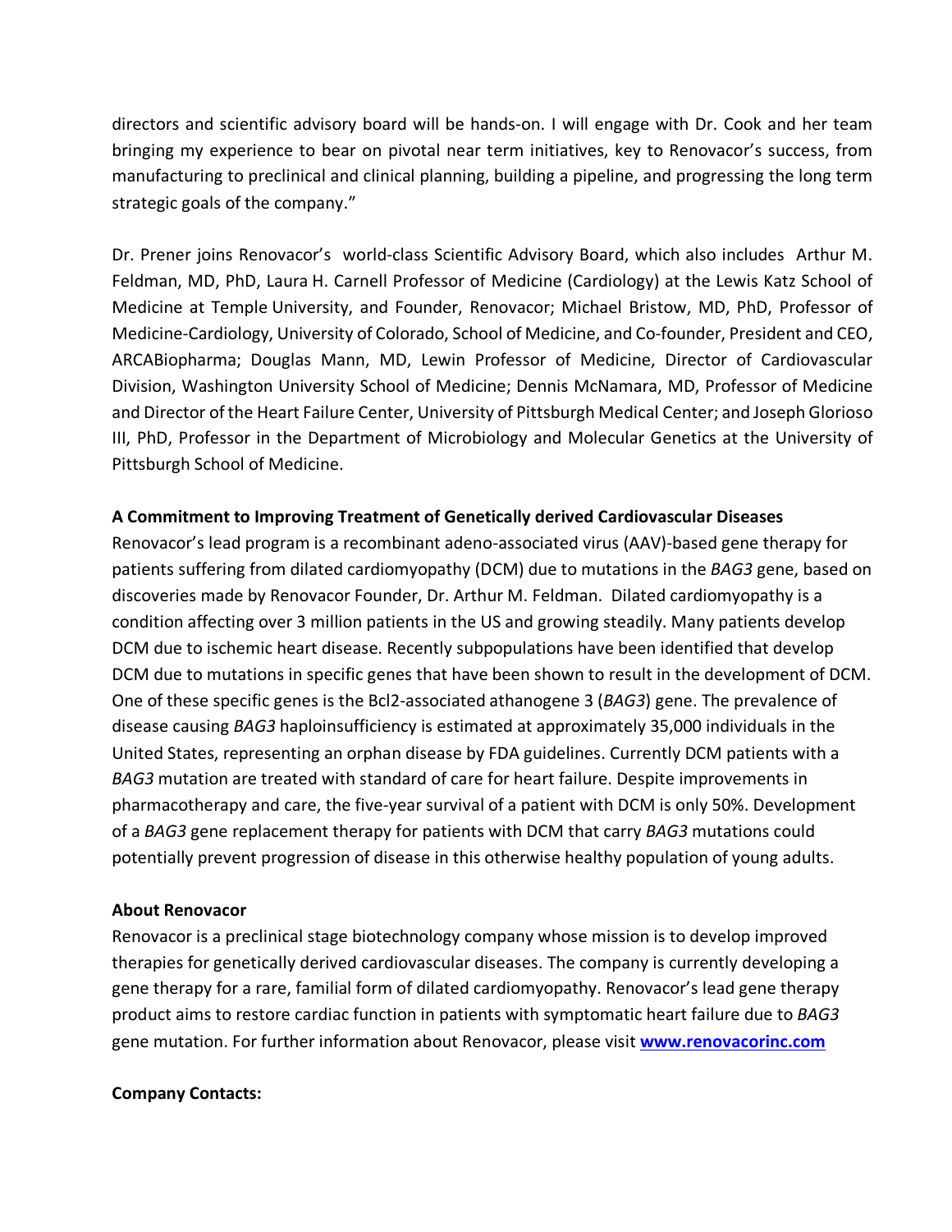directors and scientific advisory board will be hands-on. I will engage with Dr. Cook and her team bringing my experience to bear on pivotal near term initiatives, key to Renovacor's success, from manufacturing to preclinical and clinical planning, building a pipeline, and progressing the long term strategic goals of the company."

Dr. Prener joins Renovacor's world-class Scientific Advisory Board, which also includes Arthur M. Feldman, MD, PhD, Laura H. Carnell Professor of Medicine (Cardiology) at the Lewis Katz School of Medicine at Temple University, and Founder, Renovacor; Michael Bristow, MD, PhD, Professor of Medicine-Cardiology, University of Colorado, School of Medicine, and Co-founder, President and CEO, ARCABiopharma; Douglas Mann, MD, Lewin Professor of Medicine, Director of Cardiovascular Division, Washington University School of Medicine; Dennis McNamara, MD, Professor of Medicine and Director of the Heart Failure Center, University of Pittsburgh Medical Center; and Joseph Glorioso III, PhD, Professor in the Department of Microbiology and Molecular Genetics at the University of Pittsburgh School of Medicine.

**A Commitment to Improving Treatment of Genetically derived Cardiovascular Diseases**

Renovacor's lead program is a recombinant adeno-associated virus (AAV)-based gene therapy for patients suffering from dilated cardiomyopathy (DCM) due to mutations in the *BAG3* gene, based on discoveries made by Renovacor Founder, Dr. Arthur M. Feldman. Dilated cardiomyopathy is a condition affecting over 3 million patients in the US and growing steadily. Many patients develop DCM due to ischemic heart disease. Recently subpopulations have been identified that develop DCM due to mutations in specific genes that have been shown to result in the development of DCM. One of these specific genes is the Bcl2-associated athanogene 3 (*BAG3*) gene. The prevalence of disease causing *BAG3* haploinsufficiency is estimated at approximately 35,000 individuals in the United States, representing an orphan disease by FDA guidelines. Currently DCM patients with a *BAG3* mutation are treated with standard of care for heart failure. Despite improvements in pharmacotherapy and care, the five-year survival of a patient with DCM is only 50%. Development of a *BAG3* gene replacement therapy for patients with DCM that carry *BAG3* mutations could potentially prevent progression of disease in this otherwise healthy population of young adults.

**About Renovacor**

Renovacor is a preclinical stage biotechnology company whose mission is to develop improved therapies for genetically derived cardiovascular diseases. The company is currently developing a gene therapy for a rare, familial form of dilated cardiomyopathy. Renovacor's lead gene therapy product aims to restore cardiac function in patients with symptomatic heart failure due to *BAG3* gene mutation. For further information about Renovacor, please visit **[www.renovacorinc.com](http://www.renovacorinc.com)**

**Company Contacts:**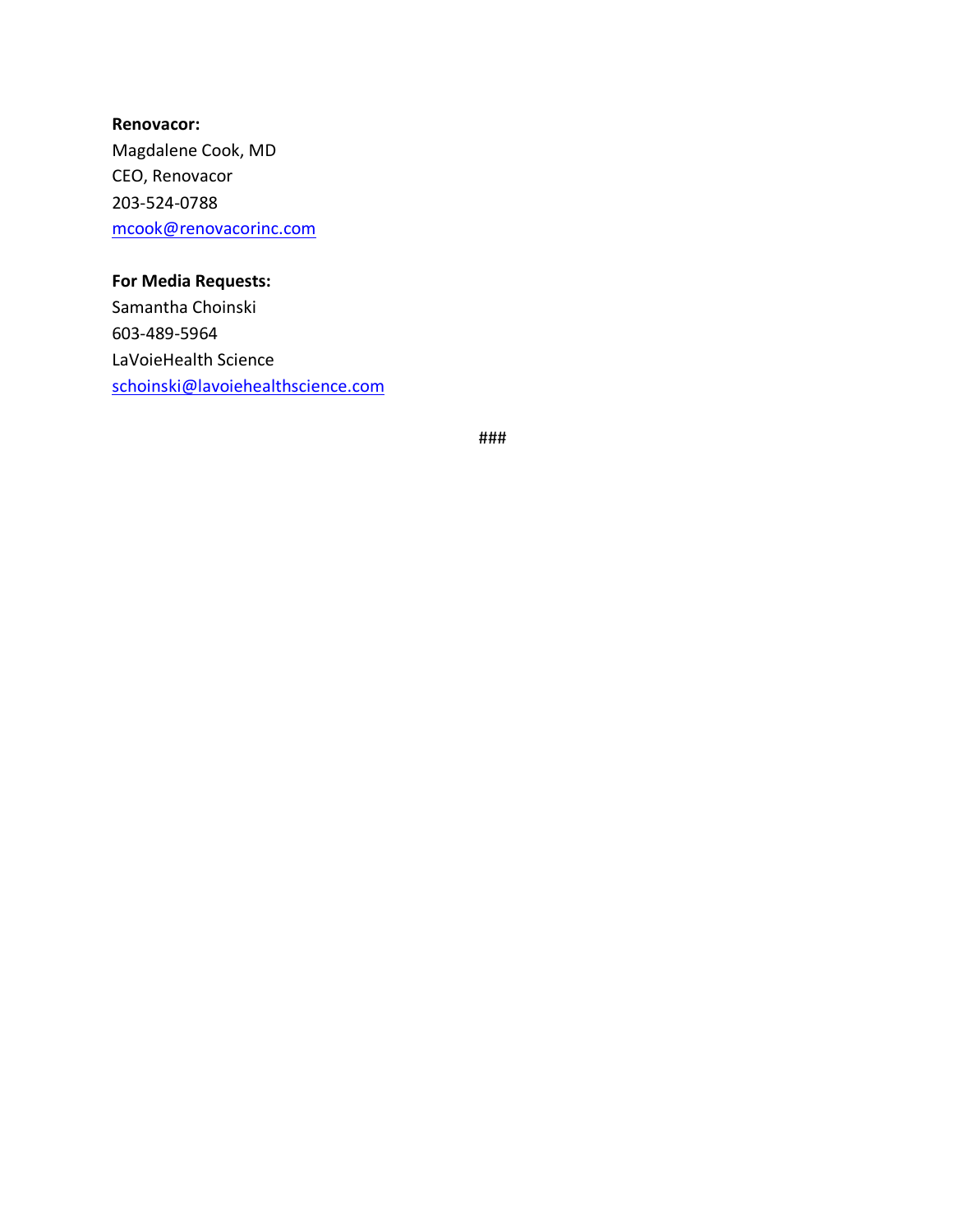**Renovacor:**
Magdalene Cook, MD
CEO, Renovacor
203-524-0788
mcook@renovacorinc.com

**For Media Requests:**
Samantha Choinski
603-489-5964
LaVoieHealth Science
schoinski@lavoiehealthscience.com

###